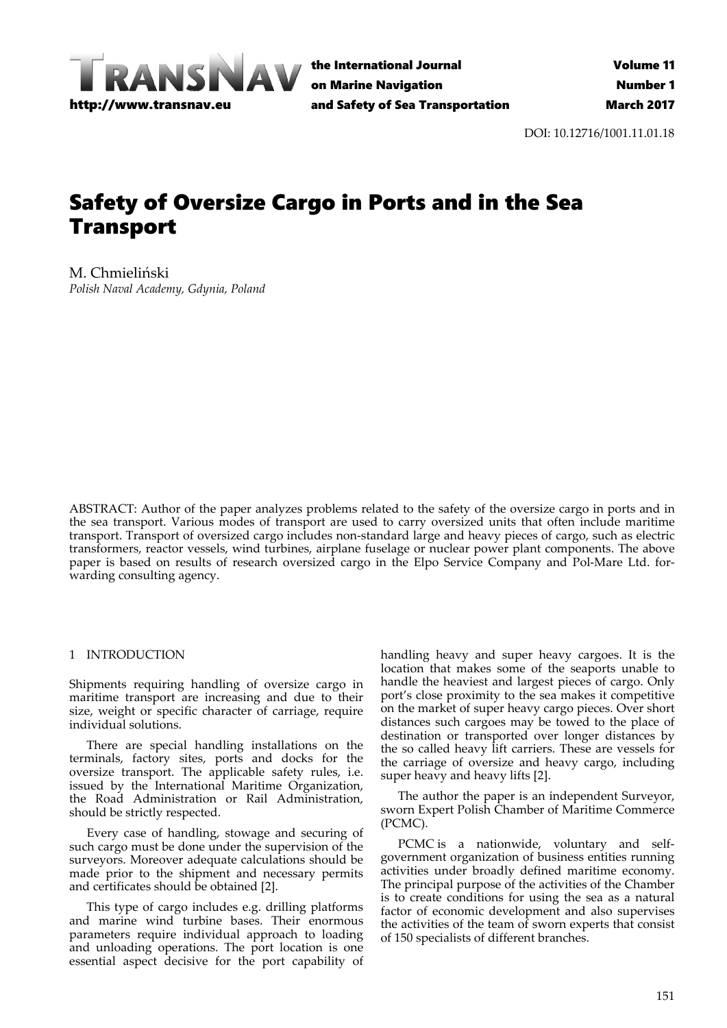DOI: 10.12716/1001.11.01.18

# Safety of Oversize Cargo in Ports and in the Sea Transport

M. Chmieliński
*Polish Naval Academy, Gdynia, Poland*

ABSTRACT: Author of the paper analyzes problems related to the safety of the oversize cargo in ports and in the sea transport. Various modes of transport are used to carry oversized units that often include maritime transport. Transport of oversized cargo includes non-standard large and heavy pieces of cargo, such as electric transformers, reactor vessels, wind turbines, airplane fuselage or nuclear power plant components. The above paper is based on results of research oversized cargo in the Elpo Service Company and Pol-Mare Ltd. forwarding consulting agency.

## 1 INTRODUCTION

Shipments requiring handling of oversize cargo in maritime transport are increasing and due to their size, weight or specific character of carriage, require individual solutions.

There are special handling installations on the terminals, factory sites, ports and docks for the oversize transport. The applicable safety rules, i.e. issued by the International Maritime Organization, the Road Administration or Rail Administration, should be strictly respected.

Every case of handling, stowage and securing of such cargo must be done under the supervision of the surveyors. Moreover adequate calculations should be made prior to the shipment and necessary permits and certificates should be obtained [2].

This type of cargo includes e.g. drilling platforms and marine wind turbine bases. Their enormous parameters require individual approach to loading and unloading operations. The port location is one essential aspect decisive for the port capability of handling heavy and super heavy cargoes. It is the location that makes some of the seaports unable to handle the heaviest and largest pieces of cargo. Only port's close proximity to the sea makes it competitive on the market of super heavy cargo pieces. Over short distances such cargoes may be towed to the place of destination or transported over longer distances by the so called heavy lift carriers. These are vessels for the carriage of oversize and heavy cargo, including super heavy and heavy lifts [2].

The author the paper is an independent Surveyor, sworn Expert Polish Chamber of Maritime Commerce (PCMC).

PCMC is a nationwide, voluntary and self-government organization of business entities running activities under broadly defined maritime economy. The principal purpose of the activities of the Chamber is to create conditions for using the sea as a natural factor of economic development and also supervises the activities of the team of sworn experts that consist of 150 specialists of different branches.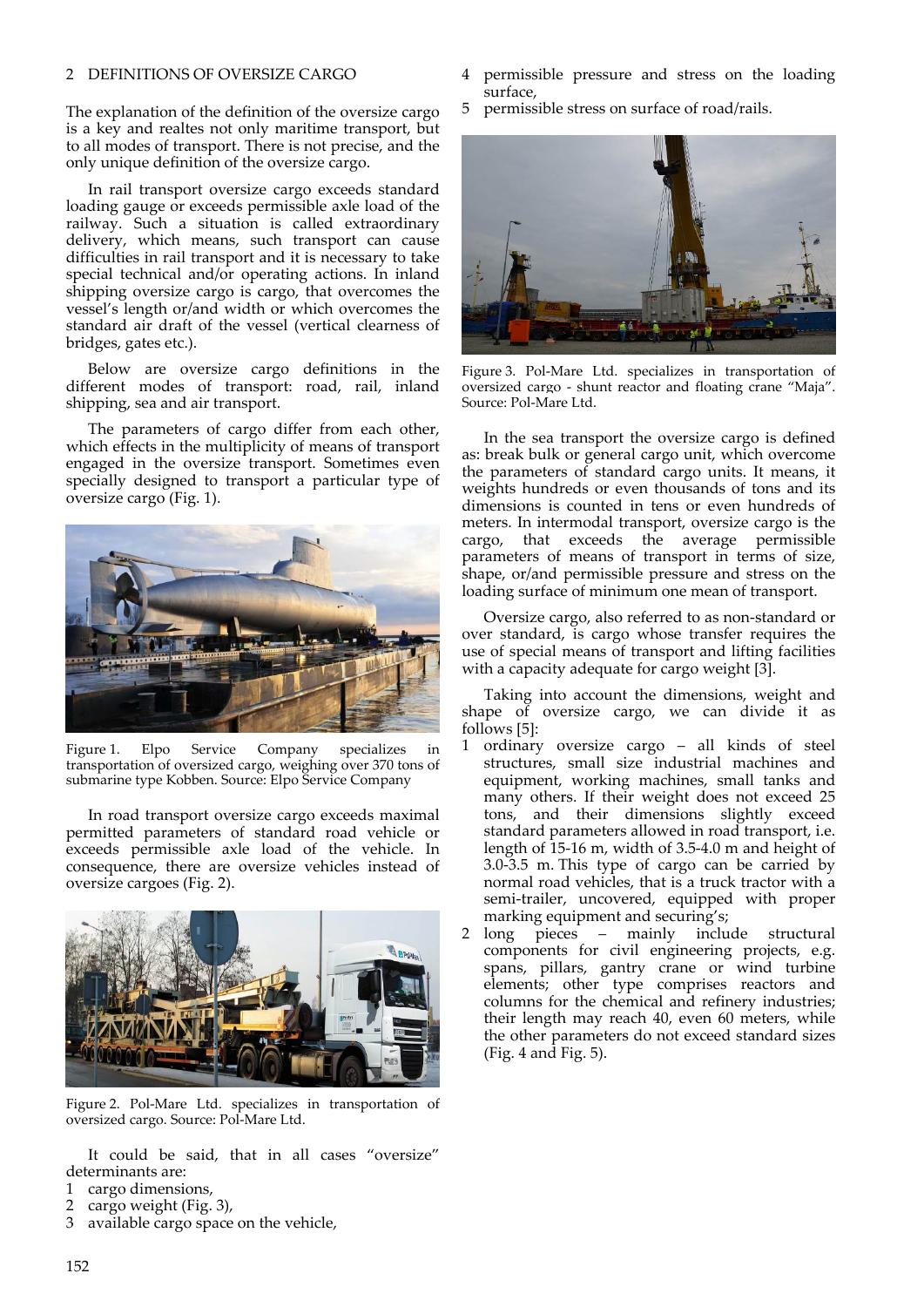## 2 DEFINITIONS OF OVERSIZE CARGO

The explanation of the definition of the oversize cargo is a key and realtes not only maritime transport, but to all modes of transport. There is not precise, and the only unique definition of the oversize cargo.

In rail transport oversize cargo exceeds standard loading gauge or exceeds permissible axle load of the railway. Such a situation is called extraordinary delivery, which means, such transport can cause difficulties in rail transport and it is necessary to take special technical and/or operating actions. In inland shipping oversize cargo is cargo, that overcomes the vessel's length or/and width or which overcomes the standard air draft of the vessel (vertical clearness of bridges, gates etc.).

Below are oversize cargo definitions in the different modes of transport: road, rail, inland shipping, sea and air transport.

The parameters of cargo differ from each other, which effects in the multiplicity of means of transport engaged in the oversize transport. Sometimes even specially designed to transport a particular type of oversize cargo (Fig. 1).

Figure 1. Elpo Service Company specializes in transportation of oversized cargo, weighing over 370 tons of submarine type Kobben. Source: Elpo Service Company

In road transport oversize cargo exceeds maximal permitted parameters of standard road vehicle or exceeds permissible axle load of the vehicle. In consequence, there are oversize vehicles instead of oversize cargoes (Fig. 2).

Figure 2. Pol-Mare Ltd. specializes in transportation of oversized cargo. Source: Pol-Mare Ltd.

It could be said, that in all cases "oversize" determinants are:

1 cargo dimensions,
2 cargo weight (Fig. 3),
3 available cargo space on the vehicle,
4 permissible pressure and stress on the loading surface,
5 permissible stress on surface of road/rails.

Figure 3. Pol-Mare Ltd. specializes in transportation of oversized cargo - shunt reactor and floating crane "Maja". Source: Pol-Mare Ltd.

In the sea transport the oversize cargo is defined as: break bulk or general cargo unit, which overcome the parameters of standard cargo units. It means, it weights hundreds or even thousands of tons and its dimensions is counted in tens or even hundreds of meters. In intermodal transport, oversize cargo is the cargo, that exceeds the average permissible parameters of means of transport in terms of size, shape, or/and permissible pressure and stress on the loading surface of minimum one mean of transport.

Oversize cargo, also referred to as non-standard or over standard, is cargo whose transfer requires the use of special means of transport and lifting facilities with a capacity adequate for cargo weight [3].

Taking into account the dimensions, weight and shape of oversize cargo, we can divide it as follows [5]:

1 ordinary oversize cargo – all kinds of steel structures, small size industrial machines and equipment, working machines, small tanks and many others. If their weight does not exceed 25 tons, and their dimensions slightly exceed standard parameters allowed in road transport, i.e. length of 15-16 m, width of 3.5-4.0 m and height of 3.0-3.5 m. This type of cargo can be carried by normal road vehicles, that is a truck tractor with a semi-trailer, uncovered, equipped with proper marking equipment and securing's;
2 long pieces – mainly include structural components for civil engineering projects, e.g. spans, pillars, gantry crane or wind turbine elements; other type comprises reactors and columns for the chemical and refinery industries; their length may reach 40, even 60 meters, while the other parameters do not exceed standard sizes (Fig. 4 and Fig. 5).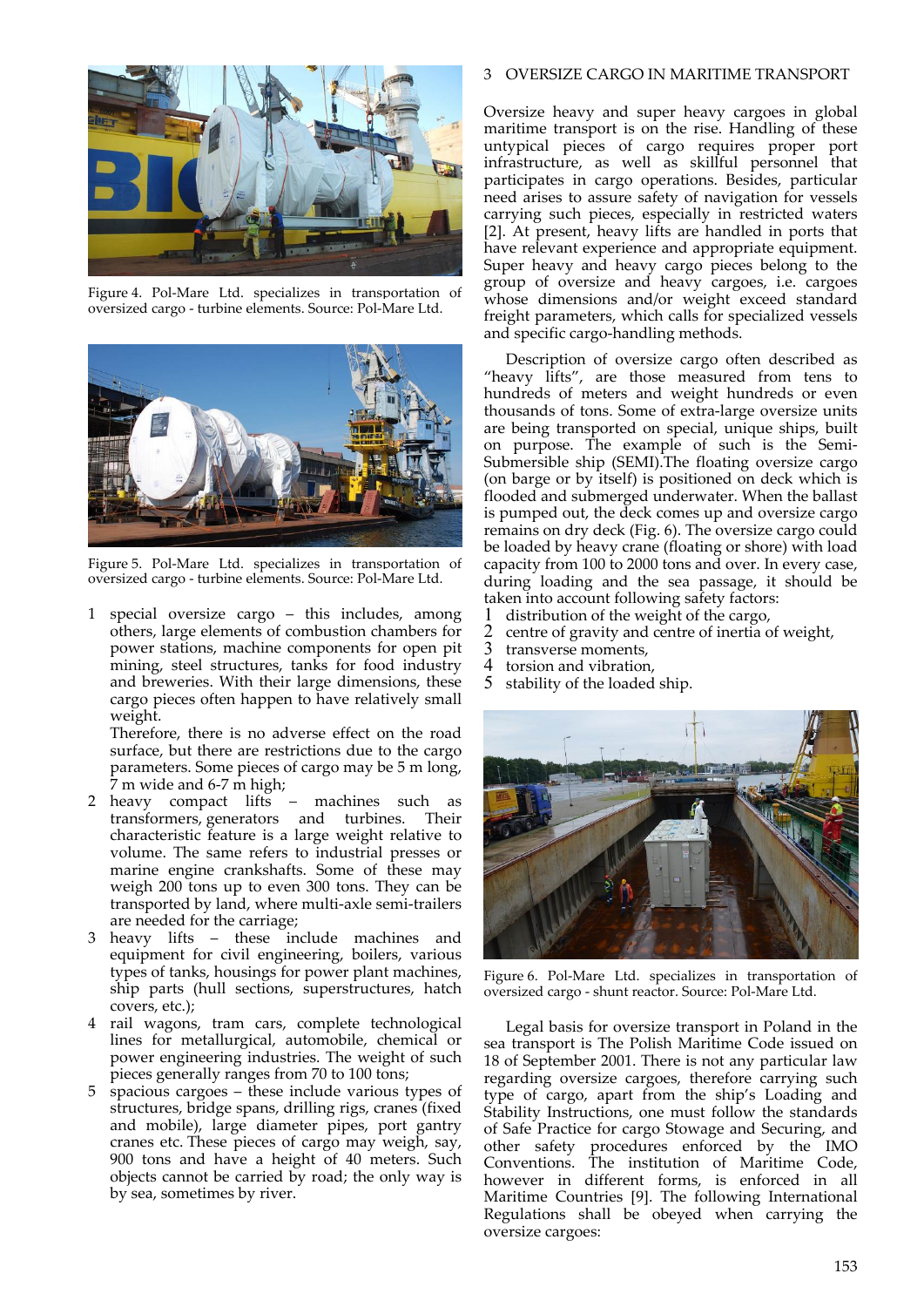Figure 4. Pol-Mare Ltd. specializes in transportation of oversized cargo - turbine elements. Source: Pol-Mare Ltd.

Figure 5. Pol-Mare Ltd. specializes in transportation of oversized cargo - turbine elements. Source: Pol-Mare Ltd.

1 special oversize cargo – this includes, among others, large elements of combustion chambers for power stations, machine components for open pit mining, steel structures, tanks for food industry and breweries. With their large dimensions, these cargo pieces often happen to have relatively small weight.
   Therefore, there is no adverse effect on the road surface, but there are restrictions due to the cargo parameters. Some pieces of cargo may be 5 m long, 7 m wide and 6-7 m high;
2 heavy compact lifts – machines such as transformers, generators and turbines. Their characteristic feature is a large weight relative to volume. The same refers to industrial presses or marine engine crankshafts. Some of these may weigh 200 tons up to even 300 tons. They can be transported by land, where multi-axle semi-trailers are needed for the carriage;
3 heavy lifts – these include machines and equipment for civil engineering, boilers, various types of tanks, housings for power plant machines, ship parts (hull sections, superstructures, hatch covers, etc.);
4 rail wagons, tram cars, complete technological lines for metallurgical, automobile, chemical or power engineering industries. The weight of such pieces generally ranges from 70 to 100 tons;
5 spacious cargoes – these include various types of structures, bridge spans, drilling rigs, cranes (fixed and mobile), large diameter pipes, port gantry cranes etc. These pieces of cargo may weigh, say, 900 tons and have a height of 40 meters. Such objects cannot be carried by road; the only way is by sea, sometimes by river.

## 3 OVERSIZE CARGO IN MARITIME TRANSPORT

Oversize heavy and super heavy cargoes in global maritime transport is on the rise. Handling of these untypical pieces of cargo requires proper port infrastructure, as well as skillful personnel that participates in cargo operations. Besides, particular need arises to assure safety of navigation for vessels carrying such pieces, especially in restricted waters [2]. At present, heavy lifts are handled in ports that have relevant experience and appropriate equipment. Super heavy and heavy cargo pieces belong to the group of oversize and heavy cargoes, i.e. cargoes whose dimensions and/or weight exceed standard freight parameters, which calls for specialized vessels and specific cargo-handling methods.

Description of oversize cargo often described as "heavy lifts", are those measured from tens to hundreds of meters and weight hundreds or even thousands of tons. Some of extra-large oversize units are being transported on special, unique ships, built on purpose. The example of such is the Semi-Submersible ship (SEMI).The floating oversize cargo (on barge or by itself) is positioned on deck which is flooded and submerged underwater. When the ballast is pumped out, the deck comes up and oversize cargo remains on dry deck (Fig. 6). The oversize cargo could be loaded by heavy crane (floating or shore) with load capacity from 100 to 2000 tons and over. In every case, during loading and the sea passage, it should be taken into account following safety factors:

1 distribution of the weight of the cargo,
2 centre of gravity and centre of inertia of weight,
3 transverse moments,
4 torsion and vibration,
5 stability of the loaded ship.

Figure 6. Pol-Mare Ltd. specializes in transportation of oversized cargo - shunt reactor. Source: Pol-Mare Ltd.

Legal basis for oversize transport in Poland in the sea transport is The Polish Maritime Code issued on 18 of September 2001. There is not any particular law regarding oversize cargoes, therefore carrying such type of cargo, apart from the ship's Loading and Stability Instructions, one must follow the standards of Safe Practice for cargo Stowage and Securing, and other safety procedures enforced by the IMO Conventions. The institution of Maritime Code, however in different forms, is enforced in all Maritime Countries [9]. The following International Regulations shall be obeyed when carrying the oversize cargoes: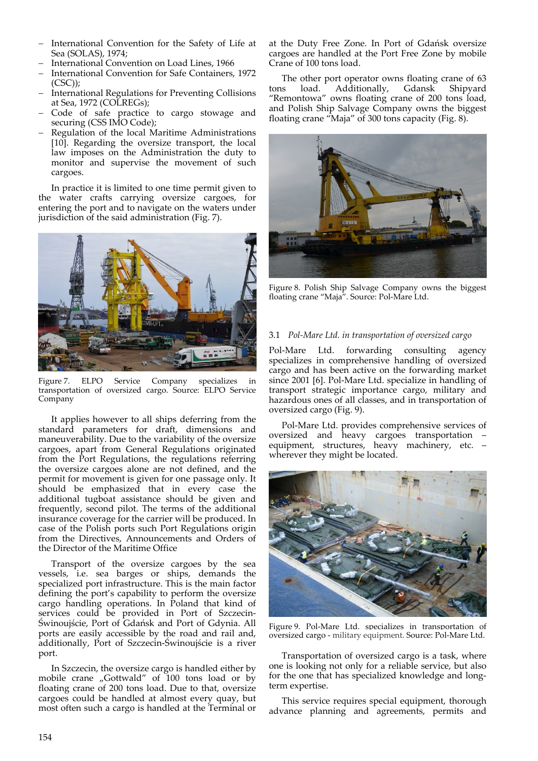- International Convention for the Safety of Life at Sea (SOLAS), 1974;
- International Convention on Load Lines, 1966
- International Convention for Safe Containers, 1972 (CSC));
- International Regulations for Preventing Collisions at Sea, 1972 (COLREGs);
- Code of safe practice to cargo stowage and securing (CSS IMO Code);
- Regulation of the local Maritime Administrations [10]. Regarding the oversize transport, the local law imposes on the Administration the duty to monitor and supervise the movement of such cargoes.

In practice it is limited to one time permit given to the water crafts carrying oversize cargoes, for entering the port and to navigate on the waters under jurisdiction of the said administration (Fig. 7).

Figure 7. ELPO Service Company specializes in transportation of oversized cargo. Source: ELPO Service Company

It applies however to all ships deferring from the standard parameters for draft, dimensions and maneuverability. Due to the variability of the oversize cargoes, apart from General Regulations originated from the Port Regulations, the regulations referring the oversize cargoes alone are not defined, and the permit for movement is given for one passage only. It should be emphasized that in every case the additional tugboat assistance should be given and frequently, second pilot. The terms of the additional insurance coverage for the carrier will be produced. In case of the Polish ports such Port Regulations origin from the Directives, Announcements and Orders of the Director of the Maritime Office

Transport of the oversize cargoes by the sea vessels, i.e. sea barges or ships, demands the specialized port infrastructure. This is the main factor defining the port's capability to perform the oversize cargo handling operations. In Poland that kind of services could be provided in Port of Szczecin-Świnoujście, Port of Gdańsk and Port of Gdynia. All ports are easily accessible by the road and rail and, additionally, Port of Szczecin-Świnoujście is a river port.

In Szczecin, the oversize cargo is handled either by mobile crane „Gottwald" of 100 tons load or by floating crane of 200 tons load. Due to that, oversize cargoes could be handled at almost every quay, but most often such a cargo is handled at the Terminal or at the Duty Free Zone. In Port of Gdańsk oversize cargoes are handled at the Port Free Zone by mobile Crane of 100 tons load.

The other port operator owns floating crane of 63 tons load. Additionally, Gdansk Shipyard "Remontowa" owns floating crane of 200 tons load, and Polish Ship Salvage Company owns the biggest floating crane "Maja" of 300 tons capacity (Fig. 8).

Figure 8. Polish Ship Salvage Company owns the biggest floating crane "Maja". Source: Pol-Mare Ltd.

### 3.1 *Pol-Mare Ltd. in transportation of oversized cargo*

Pol-Mare Ltd. forwarding consulting agency specializes in comprehensive handling of oversized cargo and has been active on the forwarding market since 2001 [6]. Pol-Mare Ltd. specialize in handling of transport strategic importance cargo, military and hazardous ones of all classes, and in transportation of oversized cargo (Fig. 9).

Pol-Mare Ltd. provides comprehensive services of oversized and heavy cargoes transportation – equipment, structures, heavy machinery, etc. – wherever they might be located.

Figure 9. Pol-Mare Ltd. specializes in transportation of oversized cargo - military equipment. Source: Pol-Mare Ltd.

Transportation of oversized cargo is a task, where one is looking not only for a reliable service, but also for the one that has specialized knowledge and long-term expertise.

This service requires special equipment, thorough advance planning and agreements, permits and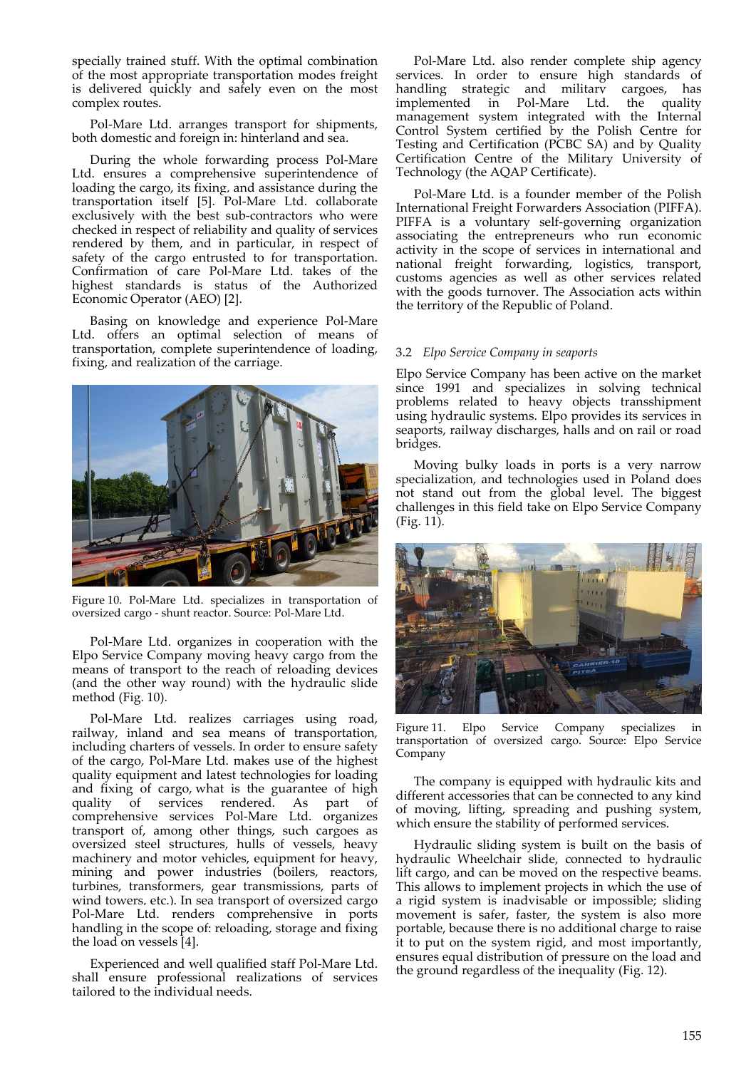specially trained stuff. With the optimal combination of the most appropriate transportation modes freight is delivered quickly and safely even on the most complex routes.

Pol-Mare Ltd. arranges transport for shipments, both domestic and foreign in: hinterland and sea.

During the whole forwarding process Pol-Mare Ltd. ensures a comprehensive superintendence of loading the cargo, its fixing, and assistance during the transportation itself [5]. Pol-Mare Ltd. collaborate exclusively with the best sub-contractors who were checked in respect of reliability and quality of services rendered by them, and in particular, in respect of safety of the cargo entrusted to for transportation. Confirmation of care Pol-Mare Ltd. takes of the highest standards is status of the Authorized Economic Operator (AEO) [2].

Basing on knowledge and experience Pol-Mare Ltd. offers an optimal selection of means of transportation, complete superintendence of loading, fixing, and realization of the carriage.

Figure 10. Pol-Mare Ltd. specializes in transportation of oversized cargo - shunt reactor. Source: Pol-Mare Ltd.

Pol-Mare Ltd. organizes in cooperation with the Elpo Service Company moving heavy cargo from the means of transport to the reach of reloading devices (and the other way round) with the hydraulic slide method (Fig. 10).

Pol-Mare Ltd. realizes carriages using road, railway, inland and sea means of transportation, including charters of vessels. In order to ensure safety of the cargo, Pol-Mare Ltd. makes use of the highest quality equipment and latest technologies for loading and fixing of cargo, what is the guarantee of high quality of services rendered. As part of comprehensive services Pol-Mare Ltd. organizes transport of, among other things, such cargoes as oversized steel structures, hulls of vessels, heavy machinery and motor vehicles, equipment for heavy, mining and power industries (boilers, reactors, turbines, transformers, gear transmissions, parts of wind towers, etc.). In sea transport of oversized cargo Pol-Mare Ltd. renders comprehensive in ports handling in the scope of: reloading, storage and fixing the load on vessels [4].

Experienced and well qualified staff Pol-Mare Ltd. shall ensure professional realizations of services tailored to the individual needs.

Pol-Mare Ltd. also render complete ship agency services. In order to ensure high standards of handling strategic and military cargoes, has implemented in Pol-Mare Ltd. the quality management system integrated with the Internal Control System certified by the Polish Centre for Testing and Certification (PCBC SA) and by Quality Certification Centre of the Military University of Technology (the AQAP Certificate).

Pol-Mare Ltd. is a founder member of the Polish International Freight Forwarders Association (PIFFA). PIFFA is a voluntary self-governing organization associating the entrepreneurs who run economic activity in the scope of services in international and national freight forwarding, logistics, transport, customs agencies as well as other services related with the goods turnover. The Association acts within the territory of the Republic of Poland.

### 3.2 *Elpo Service Company in seaports*

Elpo Service Company has been active on the market since 1991 and specializes in solving technical problems related to heavy objects transshipment using hydraulic systems. Elpo provides its services in seaports, railway discharges, halls and on rail or road bridges.

Moving bulky loads in ports is a very narrow specialization, and technologies used in Poland does not stand out from the global level. The biggest challenges in this field take on Elpo Service Company (Fig. 11).

Figure 11. Elpo Service Company specializes in transportation of oversized cargo. Source: Elpo Service Company

The company is equipped with hydraulic kits and different accessories that can be connected to any kind of moving, lifting, spreading and pushing system, which ensure the stability of performed services.

Hydraulic sliding system is built on the basis of hydraulic Wheelchair slide, connected to hydraulic lift cargo, and can be moved on the respective beams. This allows to implement projects in which the use of a rigid system is inadvisable or impossible; sliding movement is safer, faster, the system is also more portable, because there is no additional charge to raise it to put on the system rigid, and most importantly, ensures equal distribution of pressure on the load and the ground regardless of the inequality (Fig. 12).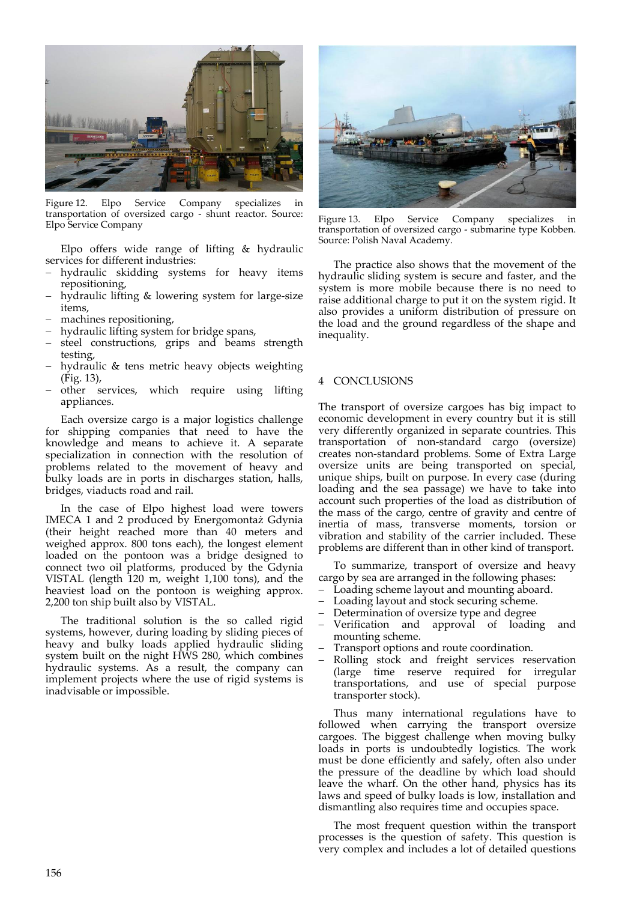Figure 12. Elpo Service Company specializes in transportation of oversized cargo - shunt reactor. Source: Elpo Service Company

Elpo offers wide range of lifting & hydraulic services for different industries:

- hydraulic skidding systems for heavy items repositioning,
- hydraulic lifting & lowering system for large-size items,
- machines repositioning,
- hydraulic lifting system for bridge spans,
- steel constructions, grips and beams strength testing,
- hydraulic & tens metric heavy objects weighting (Fig. 13),
- other services, which require using lifting appliances.

Each oversize cargo is a major logistics challenge for shipping companies that need to have the knowledge and means to achieve it. A separate specialization in connection with the resolution of problems related to the movement of heavy and bulky loads are in ports in discharges station, halls, bridges, viaducts road and rail.

In the case of Elpo highest load were towers IMECA 1 and 2 produced by Energomontaż Gdynia (their height reached more than 40 meters and weighed approx. 800 tons each), the longest element loaded on the pontoon was a bridge designed to connect two oil platforms, produced by the Gdynia VISTAL (length 120 m, weight 1,100 tons), and the heaviest load on the pontoon is weighing approx. 2,200 ton ship built also by VISTAL.

The traditional solution is the so called rigid systems, however, during loading by sliding pieces of heavy and bulky loads applied hydraulic sliding system built on the night HWS 280, which combines hydraulic systems. As a result, the company can implement projects where the use of rigid systems is inadvisable or impossible.

Figure 13. Elpo Service Company specializes in transportation of oversized cargo - submarine type Kobben. Source: Polish Naval Academy.

The practice also shows that the movement of the hydraulic sliding system is secure and faster, and the system is more mobile because there is no need to raise additional charge to put it on the system rigid. It also provides a uniform distribution of pressure on the load and the ground regardless of the shape and inequality.

## 4 CONCLUSIONS

The transport of oversize cargoes has big impact to economic development in every country but it is still very differently organized in separate countries. This transportation of non-standard cargo (oversize) creates non-standard problems. Some of Extra Large oversize units are being transported on special, unique ships, built on purpose. In every case (during loading and the sea passage) we have to take into account such properties of the load as distribution of the mass of the cargo, centre of gravity and centre of inertia of mass, transverse moments, torsion or vibration and stability of the carrier included. These problems are different than in other kind of transport.

To summarize, transport of oversize and heavy cargo by sea are arranged in the following phases:

- Loading scheme layout and mounting aboard.
- Loading layout and stock securing scheme.
- Determination of oversize type and degree
- Verification and approval of loading and mounting scheme.
- Transport options and route coordination.
- Rolling stock and freight services reservation (large time reserve required for irregular transportations, and use of special purpose transporter stock).

Thus many international regulations have to followed when carrying the transport oversize cargoes. The biggest challenge when moving bulky loads in ports is undoubtedly logistics. The work must be done efficiently and safely, often also under the pressure of the deadline by which load should leave the wharf. On the other hand, physics has its laws and speed of bulky loads is low, installation and dismantling also requires time and occupies space.

The most frequent question within the transport processes is the question of safety. This question is very complex and includes a lot of detailed questions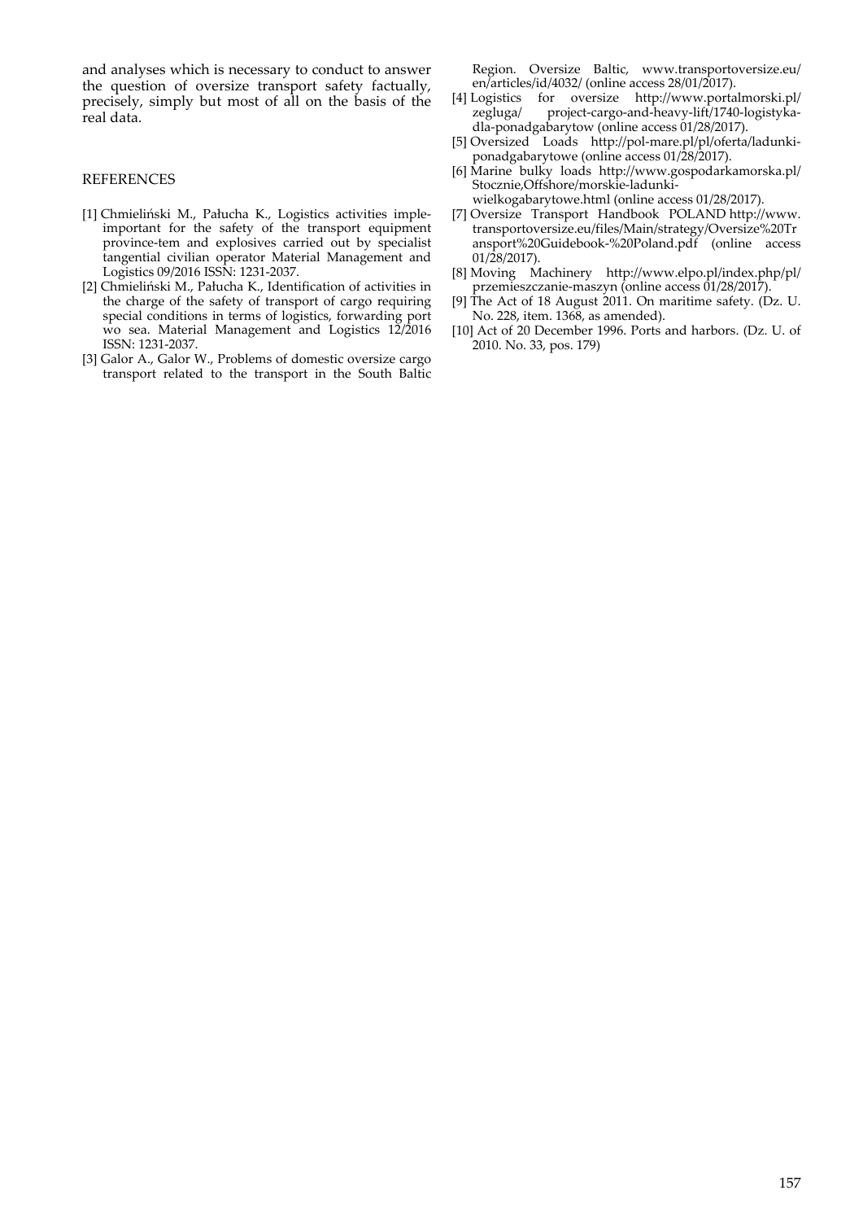and analyses which is necessary to conduct to answer the question of oversize transport safety factually, precisely, simply but most of all on the basis of the real data.

## REFERENCES

[1] Chmieliński M., Pałucha K., Logistics activities imple-important for the safety of the transport equipment province-tem and explosives carried out by specialist tangential civilian operator Material Management and Logistics 09/2016 ISSN: 1231-2037.

[2] Chmieliński M., Pałucha K., Identification of activities in the charge of the safety of transport of cargo requiring special conditions in terms of logistics, forwarding port wo sea. Material Management and Logistics 12/2016 ISSN: 1231-2037.

[3] Galor A., Galor W., Problems of domestic oversize cargo transport related to the transport in the South Baltic Region. Oversize Baltic, www.transportoversize.eu/en/articles/id/4032/ (online access 28/01/2017).

[4] Logistics for oversize http://www.portalmorski.pl/zegluga/ project-cargo-and-heavy-lift/1740-logistyka-dla-ponadgabarytow (online access 01/28/2017).

[5] Oversized Loads http://pol-mare.pl/pl/oferta/ladunki-ponadgabarytowe (online access 01/28/2017).

[6] Marine bulky loads http://www.gospodarkamorska.pl/Stocznie,Offshore/morskie-ladunki-wielkogabarytowe.html (online access 01/28/2017).

[7] Oversize Transport Handbook POLAND http://www.transportoversize.eu/files/Main/strategy/Oversize%20Transport%20Guidebook-%20Poland.pdf (online access 01/28/2017).

[8] Moving Machinery http://www.elpo.pl/index.php/pl/przemieszczanie-maszyn (online access 01/28/2017).

[9] The Act of 18 August 2011. On maritime safety. (Dz. U. No. 228, item. 1368, as amended).

[10] Act of 20 December 1996. Ports and harbors. (Dz. U. of 2010. No. 33, pos. 179)